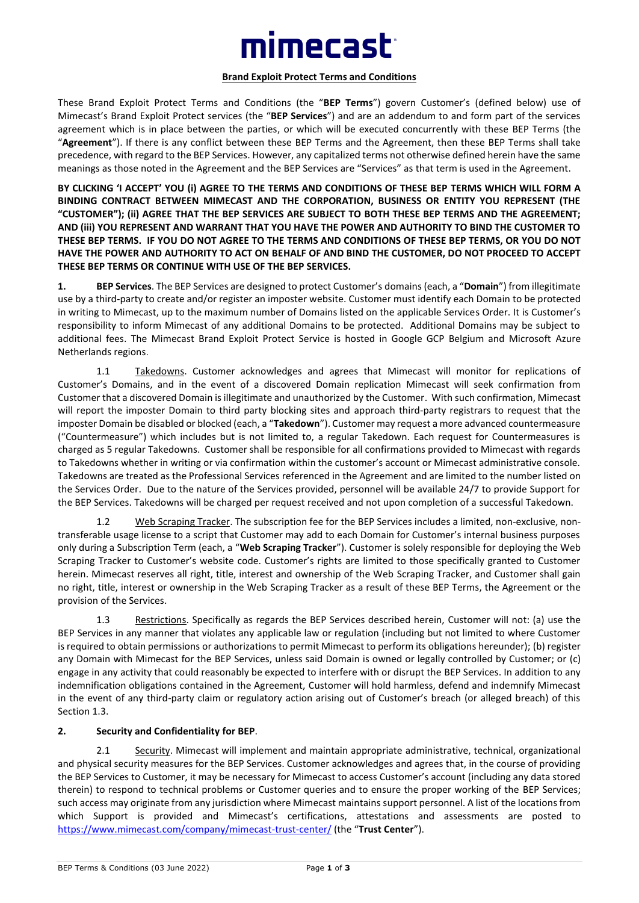# mimecast

**Brand Exploit Protect Terms and Conditions**

These Brand Exploit Protect Terms and Conditions (the "**BEP Terms**") govern Customer's (defined below) use of Mimecast's Brand Exploit Protect services (the "**BEP Services**") and are an addendum to and form part of the services agreement which is in place between the parties, or which will be executed concurrently with these BEP Terms (the "**Agreement**"). If there is any conflict between these BEP Terms and the Agreement, then these BEP Terms shall take precedence, with regard to the BEP Services. However, any capitalized terms not otherwise defined herein have the same meanings as those noted in the Agreement and the BEP Services are "Services" as that term is used in the Agreement.

**BY CLICKING 'I ACCEPT' YOU (i) AGREE TO THE TERMS AND CONDITIONS OF THESE BEP TERMS WHICH WILL FORM A BINDING CONTRACT BETWEEN MIMECAST AND THE CORPORATION, BUSINESS OR ENTITY YOU REPRESENT (THE "CUSTOMER"); (ii) AGREE THAT THE BEP SERVICES ARE SUBJECT TO BOTH THESE BEP TERMS AND THE AGREEMENT; AND (iii) YOU REPRESENT AND WARRANT THAT YOU HAVE THE POWER AND AUTHORITY TO BIND THE CUSTOMER TO THESE BEP TERMS. IF YOU DO NOT AGREE TO THE TERMS AND CONDITIONS OF THESE BEP TERMS, OR YOU DO NOT HAVE THE POWER AND AUTHORITY TO ACT ON BEHALF OF AND BIND THE CUSTOMER, DO NOT PROCEED TO ACCEPT THESE BEP TERMS OR CONTINUE WITH USE OF THE BEP SERVICES.**

**1. BEP Services**. The BEP Services are designed to protect Customer's domains (each, a "**Domain**") from illegitimate use by a third-party to create and/or register an imposter website. Customer must identify each Domain to be protected in writing to Mimecast, up to the maximum number of Domains listed on the applicable Services Order. It is Customer's responsibility to inform Mimecast of any additional Domains to be protected. Additional Domains may be subject to additional fees. The Mimecast Brand Exploit Protect Service is hosted in Google GCP Belgium and Microsoft Azure Netherlands regions.

1.1 Takedowns. Customer acknowledges and agrees that Mimecast will monitor for replications of Customer's Domains, and in the event of a discovered Domain replication Mimecast will seek confirmation from Customer that a discovered Domain is illegitimate and unauthorized by the Customer. With such confirmation, Mimecast will report the imposter Domain to third party blocking sites and approach third-party registrars to request that the imposter Domain be disabled or blocked (each, a "**Takedown**"). Customer may request a more advanced countermeasure ("Countermeasure") which includes but is not limited to, a regular Takedown. Each request for Countermeasures is charged as 5 regular Takedowns. Customer shall be responsible for all confirmations provided to Mimecast with regards to Takedowns whether in writing or via confirmation within the customer's account or Mimecast administrative console. Takedowns are treated as the Professional Services referenced in the Agreement and are limited to the number listed on the Services Order. Due to the nature of the Services provided, personnel will be available 24/7 to provide Support for the BEP Services. Takedowns will be charged per request received and not upon completion of a successful Takedown.

1.2 Web Scraping Tracker. The subscription fee for the BEP Services includes a limited, non-exclusive, non-transferable usage license to a script that Customer may add to each Domain for Customer's internal business purposes only during a Subscription Term (each, a "**Web Scraping Tracker**"). Customer is solely responsible for deploying the Web Scraping Tracker to Customer's website code. Customer's rights are limited to those specifically granted to Customer herein. Mimecast reserves all right, title, interest and ownership of the Web Scraping Tracker, and Customer shall gain no right, title, interest or ownership in the Web Scraping Tracker as a result of these BEP Terms, the Agreement or the provision of the Services.

1.3 Restrictions. Specifically as regards the BEP Services described herein, Customer will not: (a) use the BEP Services in any manner that violates any applicable law or regulation (including but not limited to where Customer is required to obtain permissions or authorizations to permit Mimecast to perform its obligations hereunder); (b) register any Domain with Mimecast for the BEP Services, unless said Domain is owned or legally controlled by Customer; or (c) engage in any activity that could reasonably be expected to interfere with or disrupt the BEP Services. In addition to any indemnification obligations contained in the Agreement, Customer will hold harmless, defend and indemnify Mimecast in the event of any third-party claim or regulatory action arising out of Customer's breach (or alleged breach) of this Section 1.3.

**2. Security and Confidentiality for BEP**.

2.1 Security. Mimecast will implement and maintain appropriate administrative, technical, organizational and physical security measures for the BEP Services. Customer acknowledges and agrees that, in the course of providing the BEP Services to Customer, it may be necessary for Mimecast to access Customer's account (including any data stored therein) to respond to technical problems or Customer queries and to ensure the proper working of the BEP Services; such access may originate from any jurisdiction where Mimecast maintains support personnel. A list of the locations from which Support is provided and Mimecast's certifications, attestations and assessments are posted to https://www.mimecast.com/company/mimecast-trust-center/ (the "**Trust Center**").

BEP Terms & Conditions (03 June 2022)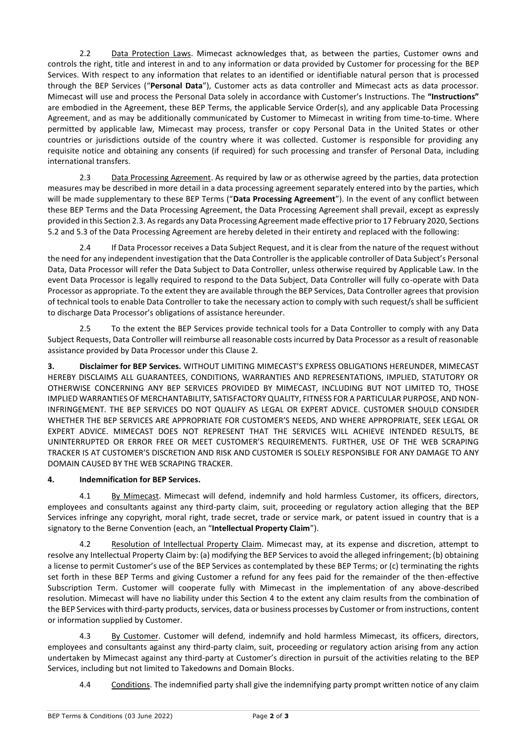2.2 Data Protection Laws. Mimecast acknowledges that, as between the parties, Customer owns and controls the right, title and interest in and to any information or data provided by Customer for processing for the BEP Services. With respect to any information that relates to an identified or identifiable natural person that is processed through the BEP Services ("**Personal Data**"), Customer acts as data controller and Mimecast acts as data processor. Mimecast will use and process the Personal Data solely in accordance with Customer's Instructions. The **"Instructions"** are embodied in the Agreement, these BEP Terms, the applicable Service Order(s), and any applicable Data Processing Agreement, and as may be additionally communicated by Customer to Mimecast in writing from time-to-time. Where permitted by applicable law, Mimecast may process, transfer or copy Personal Data in the United States or other countries or jurisdictions outside of the country where it was collected. Customer is responsible for providing any requisite notice and obtaining any consents (if required) for such processing and transfer of Personal Data, including international transfers.

2.3 Data Processing Agreement. As required by law or as otherwise agreed by the parties, data protection measures may be described in more detail in a data processing agreement separately entered into by the parties, which will be made supplementary to these BEP Terms ("**Data Processing Agreement**"). In the event of any conflict between these BEP Terms and the Data Processing Agreement, the Data Processing Agreement shall prevail, except as expressly provided in this Section 2.3. As regards any Data Processing Agreement made effective prior to 17 February 2020, Sections 5.2 and 5.3 of the Data Processing Agreement are hereby deleted in their entirety and replaced with the following:

2.4 If Data Processor receives a Data Subject Request, and it is clear from the nature of the request without the need for any independent investigation that the Data Controller is the applicable controller of Data Subject's Personal Data, Data Processor will refer the Data Subject to Data Controller, unless otherwise required by Applicable Law. In the event Data Processor is legally required to respond to the Data Subject, Data Controller will fully co-operate with Data Processor as appropriate. To the extent they are available through the BEP Services, Data Controller agrees that provision of technical tools to enable Data Controller to take the necessary action to comply with such request/s shall be sufficient to discharge Data Processor's obligations of assistance hereunder.

2.5 To the extent the BEP Services provide technical tools for a Data Controller to comply with any Data Subject Requests, Data Controller will reimburse all reasonable costs incurred by Data Processor as a result of reasonable assistance provided by Data Processor under this Clause 2.

**3. Disclaimer for BEP Services.** WITHOUT LIMITING MIMECAST'S EXPRESS OBLIGATIONS HEREUNDER, MIMECAST HEREBY DISCLAIMS ALL GUARANTEES, CONDITIONS, WARRANTIES AND REPRESENTATIONS, IMPLIED, STATUTORY OR OTHERWISE CONCERNING ANY BEP SERVICES PROVIDED BY MIMECAST, INCLUDING BUT NOT LIMITED TO, THOSE IMPLIED WARRANTIES OF MERCHANTABILITY, SATISFACTORY QUALITY, FITNESS FOR A PARTICULAR PURPOSE, AND NON-INFRINGEMENT. THE BEP SERVICES DO NOT QUALIFY AS LEGAL OR EXPERT ADVICE. CUSTOMER SHOULD CONSIDER WHETHER THE BEP SERVICES ARE APPROPRIATE FOR CUSTOMER'S NEEDS, AND WHERE APPROPRIATE, SEEK LEGAL OR EXPERT ADVICE. MIMECAST DOES NOT REPRESENT THAT THE SERVICES WILL ACHIEVE INTENDED RESULTS, BE UNINTERRUPTED OR ERROR FREE OR MEET CUSTOMER'S REQUIREMENTS. FURTHER, USE OF THE WEB SCRAPING TRACKER IS AT CUSTOMER'S DISCRETION AND RISK AND CUSTOMER IS SOLELY RESPONSIBLE FOR ANY DAMAGE TO ANY DOMAIN CAUSED BY THE WEB SCRAPING TRACKER.

**4. Indemnification for BEP Services.**

4.1 By Mimecast. Mimecast will defend, indemnify and hold harmless Customer, its officers, directors, employees and consultants against any third-party claim, suit, proceeding or regulatory action alleging that the BEP Services infringe any copyright, moral right, trade secret, trade or service mark, or patent issued in country that is a signatory to the Berne Convention (each, an "**Intellectual Property Claim**").

4.2 Resolution of Intellectual Property Claim. Mimecast may, at its expense and discretion, attempt to resolve any Intellectual Property Claim by: (a) modifying the BEP Services to avoid the alleged infringement; (b) obtaining a license to permit Customer's use of the BEP Services as contemplated by these BEP Terms; or (c) terminating the rights set forth in these BEP Terms and giving Customer a refund for any fees paid for the remainder of the then-effective Subscription Term. Customer will cooperate fully with Mimecast in the implementation of any above-described resolution. Mimecast will have no liability under this Section 4 to the extent any claim results from the combination of the BEP Services with third-party products, services, data or business processes by Customer or from instructions, content or information supplied by Customer.

4.3 By Customer. Customer will defend, indemnify and hold harmless Mimecast, its officers, directors, employees and consultants against any third-party claim, suit, proceeding or regulatory action arising from any action undertaken by Mimecast against any third-party at Customer's direction in pursuit of the activities relating to the BEP Services, including but not limited to Takedowns and Domain Blocks.

4.4 Conditions. The indemnified party shall give the indemnifying party prompt written notice of any claim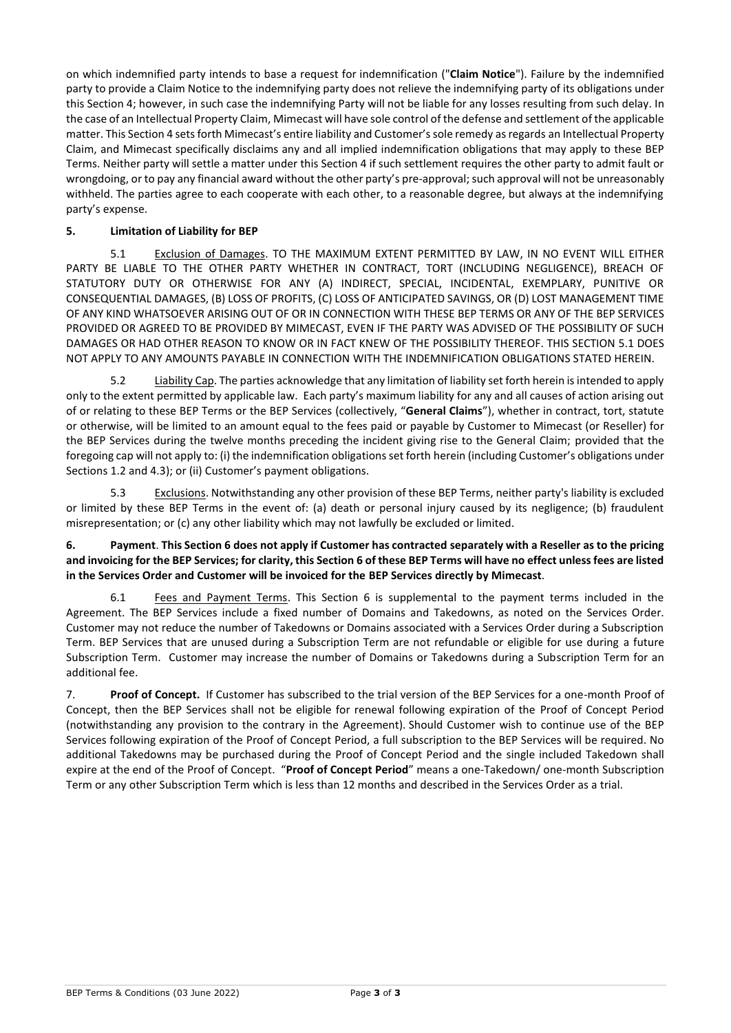on which indemnified party intends to base a request for indemnification ("**Claim Notice**"). Failure by the indemnified party to provide a Claim Notice to the indemnifying party does not relieve the indemnifying party of its obligations under this Section 4; however, in such case the indemnifying Party will not be liable for any losses resulting from such delay. In the case of an Intellectual Property Claim, Mimecast will have sole control of the defense and settlement of the applicable matter. This Section 4 sets forth Mimecast's entire liability and Customer's sole remedy as regards an Intellectual Property Claim, and Mimecast specifically disclaims any and all implied indemnification obligations that may apply to these BEP Terms. Neither party will settle a matter under this Section 4 if such settlement requires the other party to admit fault or wrongdoing, or to pay any financial award without the other party's pre-approval; such approval will not be unreasonably withheld. The parties agree to each cooperate with each other, to a reasonable degree, but always at the indemnifying party's expense.

**5. Limitation of Liability for BEP**

5.1 Exclusion of Damages. TO THE MAXIMUM EXTENT PERMITTED BY LAW, IN NO EVENT WILL EITHER PARTY BE LIABLE TO THE OTHER PARTY WHETHER IN CONTRACT, TORT (INCLUDING NEGLIGENCE), BREACH OF STATUTORY DUTY OR OTHERWISE FOR ANY (A) INDIRECT, SPECIAL, INCIDENTAL, EXEMPLARY, PUNITIVE OR CONSEQUENTIAL DAMAGES, (B) LOSS OF PROFITS, (C) LOSS OF ANTICIPATED SAVINGS, OR (D) LOST MANAGEMENT TIME OF ANY KIND WHATSOEVER ARISING OUT OF OR IN CONNECTION WITH THESE BEP TERMS OR ANY OF THE BEP SERVICES PROVIDED OR AGREED TO BE PROVIDED BY MIMECAST, EVEN IF THE PARTY WAS ADVISED OF THE POSSIBILITY OF SUCH DAMAGES OR HAD OTHER REASON TO KNOW OR IN FACT KNEW OF THE POSSIBILITY THEREOF. THIS SECTION 5.1 DOES NOT APPLY TO ANY AMOUNTS PAYABLE IN CONNECTION WITH THE INDEMNIFICATION OBLIGATIONS STATED HEREIN.

5.2 Liability Cap. The parties acknowledge that any limitation of liability set forth herein is intended to apply only to the extent permitted by applicable law. Each party's maximum liability for any and all causes of action arising out of or relating to these BEP Terms or the BEP Services (collectively, "**General Claims**"), whether in contract, tort, statute or otherwise, will be limited to an amount equal to the fees paid or payable by Customer to Mimecast (or Reseller) for the BEP Services during the twelve months preceding the incident giving rise to the General Claim; provided that the foregoing cap will not apply to: (i) the indemnification obligations set forth herein (including Customer's obligations under Sections 1.2 and 4.3); or (ii) Customer's payment obligations.

5.3 Exclusions. Notwithstanding any other provision of these BEP Terms, neither party's liability is excluded or limited by these BEP Terms in the event of: (a) death or personal injury caused by its negligence; (b) fraudulent misrepresentation; or (c) any other liability which may not lawfully be excluded or limited.

**6. Payment**. **This Section 6 does not apply if Customer has contracted separately with a Reseller as to the pricing and invoicing for the BEP Services; for clarity, this Section 6 of these BEP Terms will have no effect unless fees are listed in the Services Order and Customer will be invoiced for the BEP Services directly by Mimecast**.

6.1 Fees and Payment Terms. This Section 6 is supplemental to the payment terms included in the Agreement. The BEP Services include a fixed number of Domains and Takedowns, as noted on the Services Order. Customer may not reduce the number of Takedowns or Domains associated with a Services Order during a Subscription Term. BEP Services that are unused during a Subscription Term are not refundable or eligible for use during a future Subscription Term. Customer may increase the number of Domains or Takedowns during a Subscription Term for an additional fee.

7. **Proof of Concept.** If Customer has subscribed to the trial version of the BEP Services for a one-month Proof of Concept, then the BEP Services shall not be eligible for renewal following expiration of the Proof of Concept Period (notwithstanding any provision to the contrary in the Agreement). Should Customer wish to continue use of the BEP Services following expiration of the Proof of Concept Period, a full subscription to the BEP Services will be required. No additional Takedowns may be purchased during the Proof of Concept Period and the single included Takedown shall expire at the end of the Proof of Concept. "**Proof of Concept Period**" means a one-Takedown/ one-month Subscription Term or any other Subscription Term which is less than 12 months and described in the Services Order as a trial.